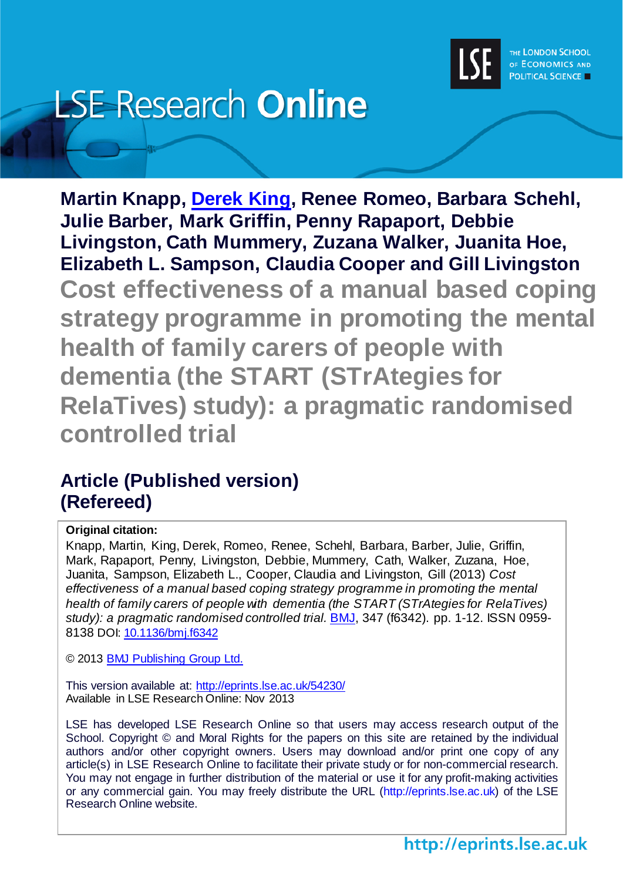# LSE Research Online

**Martin Knapp, Derek King, Renee Romeo, Barbara Schehl, Julie Barber, Mark Griffin, Penny Rapaport, Debbie Livingston, Cath Mummery, Zuzana Walker, Juanita Hoe, Elizabeth L. Sampson, Claudia Cooper and Gill Livingston**

## Cost effectiveness of a manual based coping strategy programme in promoting the mental health of family carers of people with dementia (the START (STrAtegies for RelaTives) study): a pragmatic randomised controlled trial

### Article (Published version) (Refereed)

**Original citation:**
Knapp, Martin, King, Derek, Romeo, Renee, Schehl, Barbara, Barber, Julie, Griffin, Mark, Rapaport, Penny, Livingston, Debbie, Mummery, Cath, Walker, Zuzana, Hoe, Juanita, Sampson, Elizabeth L., Cooper, Claudia and Livingston, Gill (2013) *Cost effectiveness of a manual based coping strategy programme in promoting the mental health of family carers of people with dementia (the START (STrAtegies for RelaTives) study): a pragmatic randomised controlled trial.* BMJ, 347 (f6342). pp. 1-12. ISSN 0959-8138 DOI: 10.1136/bmj.f6342

© 2013 BMJ Publishing Group Ltd.

This version available at: http://eprints.lse.ac.uk/54230/
Available in LSE Research Online: Nov 2013

LSE has developed LSE Research Online so that users may access research output of the School. Copyright © and Moral Rights for the papers on this site are retained by the individual authors and/or other copyright owners. Users may download and/or print one copy of any article(s) in LSE Research Online to facilitate their private study or for non-commercial research. You may not engage in further distribution of the material or use it for any profit-making activities or any commercial gain. You may freely distribute the URL (http://eprints.lse.ac.uk) of the LSE Research Online website.

http://eprints.lse.ac.uk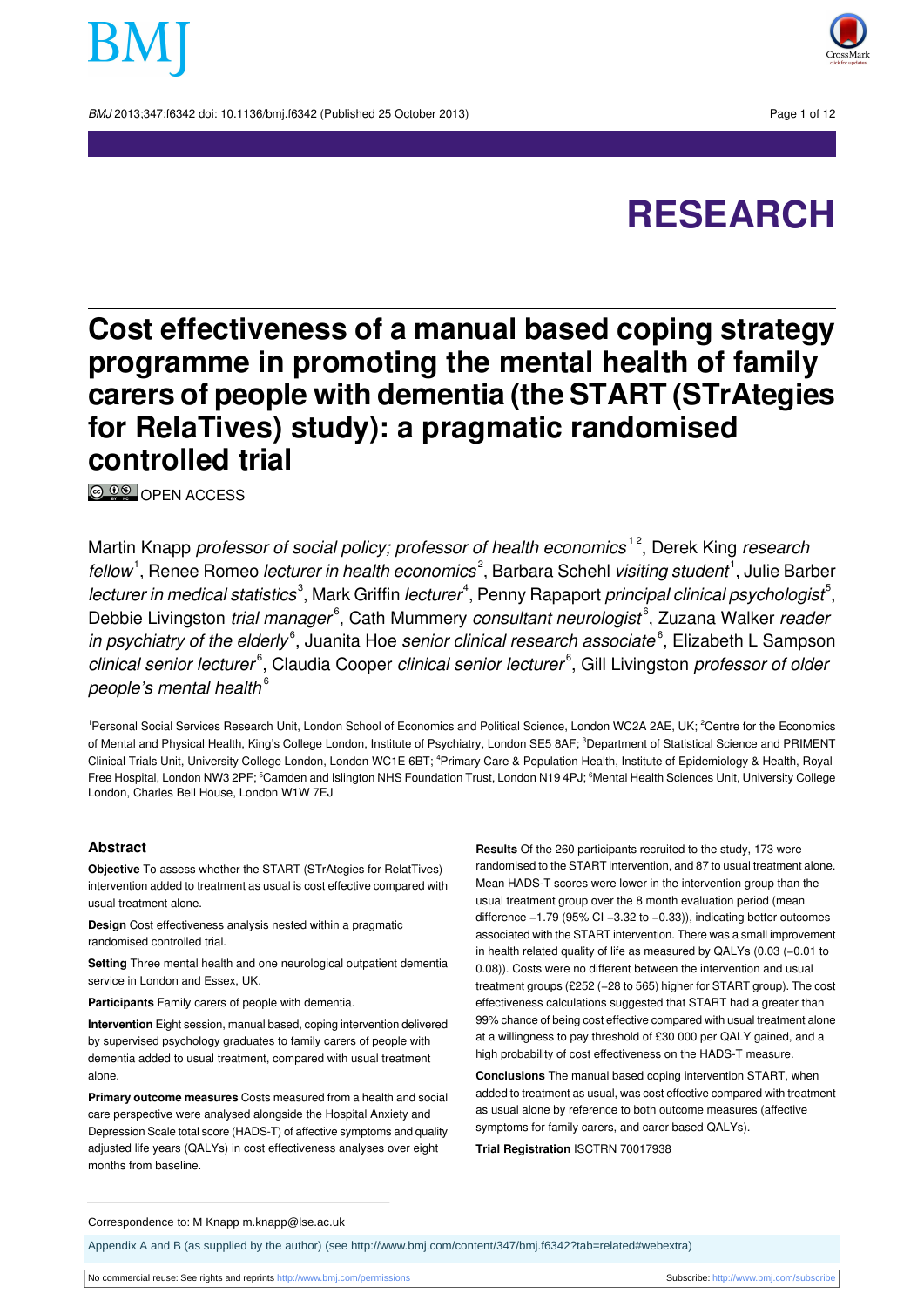# RESEARCH

# Cost effectiveness of a manual based coping strategy programme in promoting the mental health of family carers of people with dementia (the START (STrAtegies for RelaTives) study): a pragmatic randomised controlled trial

OPEN ACCESS

Martin Knapp *professor of social policy; professor of health economics*[1,2], Derek King *research fellow*[1], Renee Romeo *lecturer in health economics*[2], Barbara Schehl *visiting student*[1], Julie Barber *lecturer in medical statistics*[3], Mark Griffin *lecturer*[4], Penny Rapaport *principal clinical psychologist*[5], Debbie Livingston *trial manager*[6], Cath Mummery *consultant neurologist*[6], Zuzana Walker *reader in psychiatry of the elderly*[6], Juanita Hoe *senior clinical research associate*[6], Elizabeth L Sampson *clinical senior lecturer*[6], Claudia Cooper *clinical senior lecturer*[6], Gill Livingston *professor of older people's mental health*[6]

[1]Personal Social Services Research Unit, London School of Economics and Political Science, London WC2A 2AE, UK; [2]Centre for the Economics of Mental and Physical Health, King's College London, Institute of Psychiatry, London SE5 8AF; [3]Department of Statistical Science and PRIMENT Clinical Trials Unit, University College London, London WC1E 6BT; [4]Primary Care & Population Health, Institute of Epidemiology & Health, Royal Free Hospital, London NW3 2PF; [5]Camden and Islington NHS Foundation Trust, London N19 4PJ; [6]Mental Health Sciences Unit, University College London, Charles Bell House, London W1W 7EJ

## Abstract

**Objective** To assess whether the START (STrAtegies for RelatTives) intervention added to treatment as usual is cost effective compared with usual treatment alone.

**Design** Cost effectiveness analysis nested within a pragmatic randomised controlled trial.

**Setting** Three mental health and one neurological outpatient dementia service in London and Essex, UK.

**Participants** Family carers of people with dementia.

**Intervention** Eight session, manual based, coping intervention delivered by supervised psychology graduates to family carers of people with dementia added to usual treatment, compared with usual treatment alone.

**Primary outcome measures** Costs measured from a health and social care perspective were analysed alongside the Hospital Anxiety and Depression Scale total score (HADS-T) of affective symptoms and quality adjusted life years (QALYs) in cost effectiveness analyses over eight months from baseline.

**Results** Of the 260 participants recruited to the study, 173 were randomised to the START intervention, and 87 to usual treatment alone. Mean HADS-T scores were lower in the intervention group than the usual treatment group over the 8 month evaluation period (mean difference −1.79 (95% CI −3.32 to −0.33)), indicating better outcomes associated with the START intervention. There was a small improvement in health related quality of life as measured by QALYs (0.03 (−0.01 to 0.08)). Costs were no different between the intervention and usual treatment groups (£252 (−28 to 565) higher for START group). The cost effectiveness calculations suggested that START had a greater than 99% chance of being cost effective compared with usual treatment alone at a willingness to pay threshold of £30 000 per QALY gained, and a high probability of cost effectiveness on the HADS-T measure.

**Conclusions** The manual based coping intervention START, when added to treatment as usual, was cost effective compared with treatment as usual alone by reference to both outcome measures (affective symptoms for family carers, and carer based QALYs).

**Trial Registration** ISCTRN 70017938

Correspondence to: M Knapp m.knapp@lse.ac.uk

Appendix A and B (as supplied by the author) (see http://www.bmj.com/content/347/bmj.f6342?tab=related#webextra)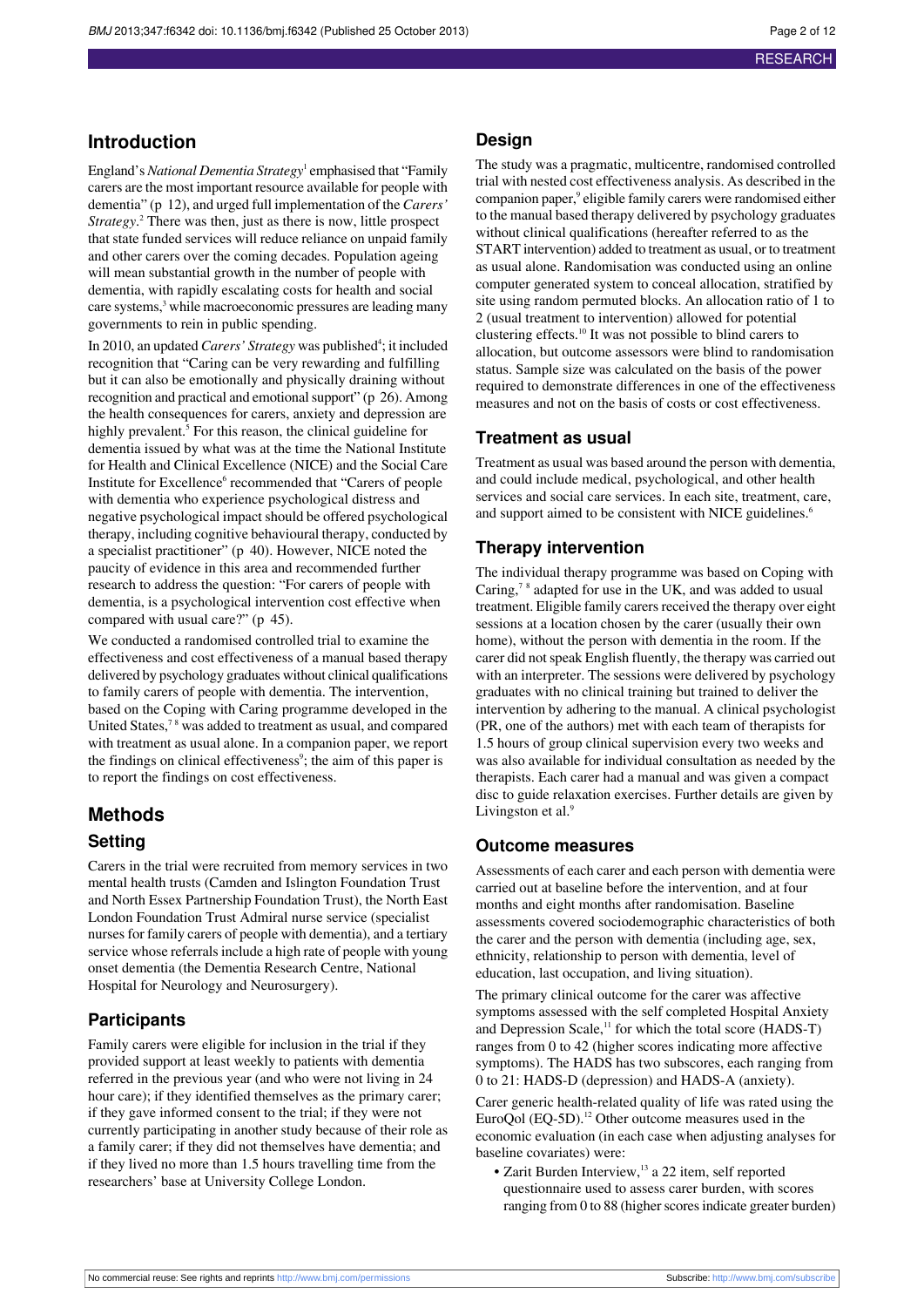## Introduction

England's *National Dementia Strategy*[1] emphasised that "Family carers are the most important resource available for people with dementia" (p 12), and urged full implementation of the *Carers' Strategy*.[2] There was then, just as there is now, little prospect that state funded services will reduce reliance on unpaid family and other carers over the coming decades. Population ageing will mean substantial growth in the number of people with dementia, with rapidly escalating costs for health and social care systems,[3] while macroeconomic pressures are leading many governments to rein in public spending.

In 2010, an updated *Carers' Strategy* was published[4]; it included recognition that "Caring can be very rewarding and fulfilling but it can also be emotionally and physically draining without recognition and practical and emotional support" (p 26). Among the health consequences for carers, anxiety and depression are highly prevalent.[5] For this reason, the clinical guideline for dementia issued by what was at the time the National Institute for Health and Clinical Excellence (NICE) and the Social Care Institute for Excellence[6] recommended that "Carers of people with dementia who experience psychological distress and negative psychological impact should be offered psychological therapy, including cognitive behavioural therapy, conducted by a specialist practitioner" (p 40). However, NICE noted the paucity of evidence in this area and recommended further research to address the question: "For carers of people with dementia, is a psychological intervention cost effective when compared with usual care?" (p 45).

We conducted a randomised controlled trial to examine the effectiveness and cost effectiveness of a manual based therapy delivered by psychology graduates without clinical qualifications to family carers of people with dementia. The intervention, based on the Coping with Caring programme developed in the United States,[7 8] was added to treatment as usual, and compared with treatment as usual alone. In a companion paper, we report the findings on clinical effectiveness[9]; the aim of this paper is to report the findings on cost effectiveness.

## Methods

### Setting

Carers in the trial were recruited from memory services in two mental health trusts (Camden and Islington Foundation Trust and North Essex Partnership Foundation Trust), the North East London Foundation Trust Admiral nurse service (specialist nurses for family carers of people with dementia), and a tertiary service whose referrals include a high rate of people with young onset dementia (the Dementia Research Centre, National Hospital for Neurology and Neurosurgery).

### Participants

Family carers were eligible for inclusion in the trial if they provided support at least weekly to patients with dementia referred in the previous year (and who were not living in 24 hour care); if they identified themselves as the primary carer; if they gave informed consent to the trial; if they were not currently participating in another study because of their role as a family carer; if they did not themselves have dementia; and if they lived no more than 1.5 hours travelling time from the researchers' base at University College London.

### Design

The study was a pragmatic, multicentre, randomised controlled trial with nested cost effectiveness analysis. As described in the companion paper,[9] eligible family carers were randomised either to the manual based therapy delivered by psychology graduates without clinical qualifications (hereafter referred to as the START intervention) added to treatment as usual, or to treatment as usual alone. Randomisation was conducted using an online computer generated system to conceal allocation, stratified by site using random permuted blocks. An allocation ratio of 1 to 2 (usual treatment to intervention) allowed for potential clustering effects.[10] It was not possible to blind carers to allocation, but outcome assessors were blind to randomisation status. Sample size was calculated on the basis of the power required to demonstrate differences in one of the effectiveness measures and not on the basis of costs or cost effectiveness.

### Treatment as usual

Treatment as usual was based around the person with dementia, and could include medical, psychological, and other health services and social care services. In each site, treatment, care, and support aimed to be consistent with NICE guidelines.[6]

### Therapy intervention

The individual therapy programme was based on Coping with Caring,[7 8] adapted for use in the UK, and was added to usual treatment. Eligible family carers received the therapy over eight sessions at a location chosen by the carer (usually their own home), without the person with dementia in the room. If the carer did not speak English fluently, the therapy was carried out with an interpreter. The sessions were delivered by psychology graduates with no clinical training but trained to deliver the intervention by adhering to the manual. A clinical psychologist (PR, one of the authors) met with each team of therapists for 1.5 hours of group clinical supervision every two weeks and was also available for individual consultation as needed by the therapists. Each carer had a manual and was given a compact disc to guide relaxation exercises. Further details are given by Livingston et al.[9]

### Outcome measures

Assessments of each carer and each person with dementia were carried out at baseline before the intervention, and at four months and eight months after randomisation. Baseline assessments covered sociodemographic characteristics of both the carer and the person with dementia (including age, sex, ethnicity, relationship to person with dementia, level of education, last occupation, and living situation).

The primary clinical outcome for the carer was affective symptoms assessed with the self completed Hospital Anxiety and Depression Scale,[11] for which the total score (HADS-T) ranges from 0 to 42 (higher scores indicating more affective symptoms). The HADS has two subscores, each ranging from 0 to 21: HADS-D (depression) and HADS-A (anxiety).

Carer generic health-related quality of life was rated using the EuroQol (EQ-5D).[12] Other outcome measures used in the economic evaluation (in each case when adjusting analyses for baseline covariates) were:

- Zarit Burden Interview,[13] a 22 item, self reported questionnaire used to assess carer burden, with scores ranging from 0 to 88 (higher scores indicate greater burden)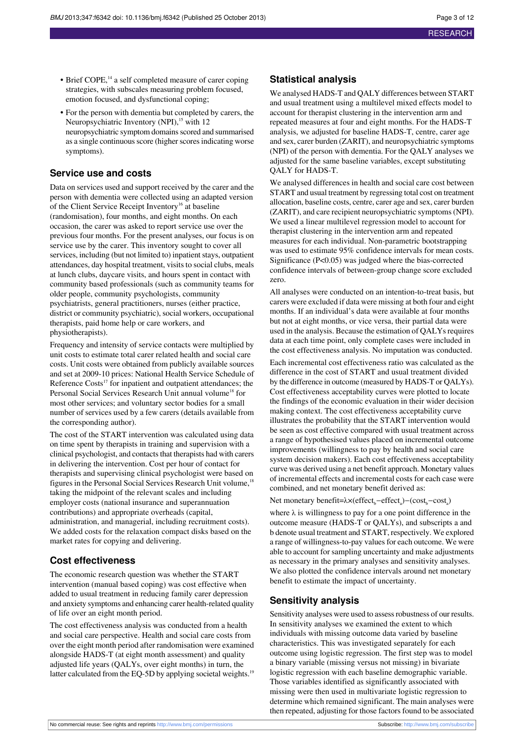- Brief COPE,[14] a self completed measure of carer coping strategies, with subscales measuring problem focused, emotion focused, and dysfunctional coping;
- For the person with dementia but completed by carers, the Neuropsychiatric Inventory (NPI),[15] with 12 neuropsychiatric symptom domains scored and summarised as a single continuous score (higher scores indicating worse symptoms).

## Service use and costs

Data on services used and support received by the carer and the person with dementia were collected using an adapted version of the Client Service Receipt Inventory[16] at baseline (randomisation), four months, and eight months. On each occasion, the carer was asked to report service use over the previous four months. For the present analyses, our focus is on service use by the carer. This inventory sought to cover all services, including (but not limited to) inpatient stays, outpatient attendances, day hospital treatment, visits to social clubs, meals at lunch clubs, daycare visits, and hours spent in contact with community based professionals (such as community teams for older people, community psychologists, community psychiatrists, general practitioners, nurses (either practice, district or community psychiatric), social workers, occupational therapists, paid home help or care workers, and physiotherapists).

Frequency and intensity of service contacts were multiplied by unit costs to estimate total carer related health and social care costs. Unit costs were obtained from publicly available sources and set at 2009-10 prices: National Health Service Schedule of Reference Costs[17] for inpatient and outpatient attendances; the Personal Social Services Research Unit annual volume[18] for most other services; and voluntary sector bodies for a small number of services used by a few carers (details available from the corresponding author).

The cost of the START intervention was calculated using data on time spent by therapists in training and supervision with a clinical psychologist, and contacts that therapists had with carers in delivering the intervention. Cost per hour of contact for therapists and supervising clinical psychologist were based on figures in the Personal Social Services Research Unit volume,[18] taking the midpoint of the relevant scales and including employer costs (national insurance and superannuation contributions) and appropriate overheads (capital, administration, and managerial, including recruitment costs). We added costs for the relaxation compact disks based on the market rates for copying and delivering.

## Cost effectiveness

The economic research question was whether the START intervention (manual based coping) was cost effective when added to usual treatment in reducing family carer depression and anxiety symptoms and enhancing carer health-related quality of life over an eight month period.

The cost effectiveness analysis was conducted from a health and social care perspective. Health and social care costs from over the eight month period after randomisation were examined alongside HADS-T (at eight month assessment) and quality adjusted life years (QALYs, over eight months) in turn, the latter calculated from the EQ-5D by applying societal weights.[19]

## Statistical analysis

We analysed HADS-T and QALY differences between START and usual treatment using a multilevel mixed effects model to account for therapist clustering in the intervention arm and repeated measures at four and eight months. For the HADS-T analysis, we adjusted for baseline HADS-T, centre, carer age and sex, carer burden (ZARIT), and neuropsychiatric symptoms (NPI) of the person with dementia. For the QALY analyses we adjusted for the same baseline variables, except substituting QALY for HADS-T.

We analysed differences in health and social care cost between START and usual treatment by regressing total cost on treatment allocation, baseline costs, centre, carer age and sex, carer burden (ZARIT), and care recipient neuropsychiatric symptoms (NPI). We used a linear multilevel regression model to account for therapist clustering in the intervention arm and repeated measures for each individual. Non-parametric bootstrapping was used to estimate 95% confidence intervals for mean costs. Significance ($P<0.05$) was judged where the bias-corrected confidence intervals of between-group change score excluded zero.

All analyses were conducted on an intention-to-treat basis, but carers were excluded if data were missing at both four and eight months. If an individual's data were available at four months but not at eight months, or vice versa, their partial data were used in the analysis. Because the estimation of QALYs requires data at each time point, only complete cases were included in the cost effectiveness analysis. No imputation was conducted.

Each incremental cost effectiveness ratio was calculated as the difference in the cost of START and usual treatment divided by the difference in outcome (measured by HADS-T or QALYs). Cost effectiveness acceptability curves were plotted to locate the findings of the economic evaluation in their wider decision making context. The cost effectiveness acceptability curve illustrates the probability that the START intervention would be seen as cost effective compared with usual treatment across a range of hypothesised values placed on incremental outcome improvements (willingness to pay by health and social care system decision makers). Each cost effectiveness acceptability curve was derived using a net benefit approach. Monetary values of incremental effects and incremental costs for each case were combined, and net monetary benefit derived as:

$$\text{Net monetary benefit} = \lambda \times (\text{effect}_b - \text{effect}_a) - (\text{cost}_b - \text{cost}_a)$$

where $\lambda$ is willingness to pay for a one point difference in the outcome measure (HADS-T or QALYs), and subscripts a and b denote usual treatment and START, respectively. We explored a range of willingness-to-pay values for each outcome. We were able to account for sampling uncertainty and make adjustments as necessary in the primary analyses and sensitivity analyses. We also plotted the confidence intervals around net monetary benefit to estimate the impact of uncertainty.

## Sensitivity analysis

Sensitivity analyses were used to assess robustness of our results. In sensitivity analyses we examined the extent to which individuals with missing outcome data varied by baseline characteristics. This was investigated separately for each outcome using logistic regression. The first step was to model a binary variable (missing versus not missing) in bivariate logistic regression with each baseline demographic variable. Those variables identified as significantly associated with missing were then used in multivariate logistic regression to determine which remained significant. The main analyses were then repeated, adjusting for those factors found to be associated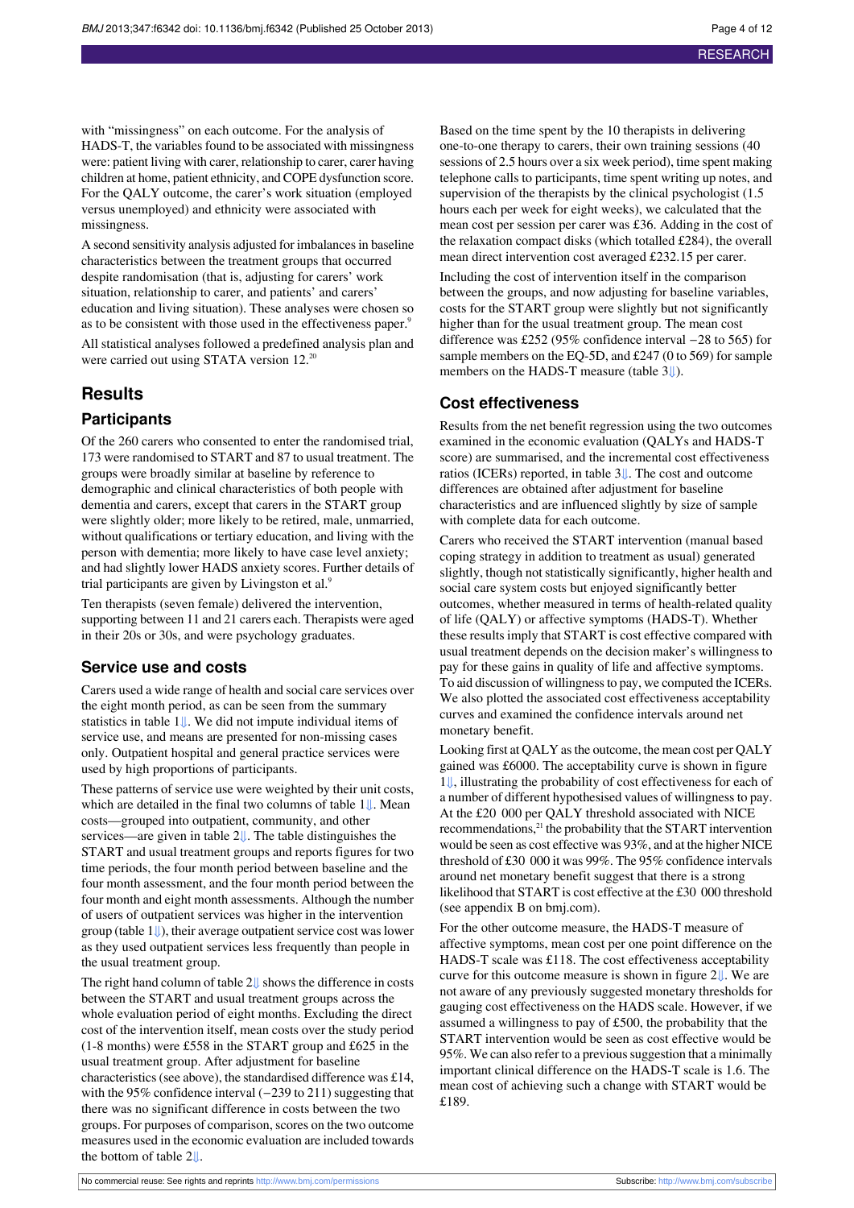with "missingness" on each outcome. For the analysis of HADS-T, the variables found to be associated with missingness were: patient living with carer, relationship to carer, carer having children at home, patient ethnicity, and COPE dysfunction score. For the QALY outcome, the carer's work situation (employed versus unemployed) and ethnicity were associated with missingness.

A second sensitivity analysis adjusted for imbalances in baseline characteristics between the treatment groups that occurred despite randomisation (that is, adjusting for carers' work situation, relationship to carer, and patients' and carers' education and living situation). These analyses were chosen so as to be consistent with those used in the effectiveness paper.[9]

All statistical analyses followed a predefined analysis plan and were carried out using STATA version 12.[20]

# Results

## Participants

Of the 260 carers who consented to enter the randomised trial, 173 were randomised to START and 87 to usual treatment. The groups were broadly similar at baseline by reference to demographic and clinical characteristics of both people with dementia and carers, except that carers in the START group were slightly older; more likely to be retired, male, unmarried, without qualifications or tertiary education, and living with the person with dementia; more likely to have case level anxiety; and had slightly lower HADS anxiety scores. Further details of trial participants are given by Livingston et al.[9]

Ten therapists (seven female) delivered the intervention, supporting between 11 and 21 carers each. Therapists were aged in their 20s or 30s, and were psychology graduates.

## Service use and costs

Carers used a wide range of health and social care services over the eight month period, as can be seen from the summary statistics in table 1. We did not impute individual items of service use, and means are presented for non-missing cases only. Outpatient hospital and general practice services were used by high proportions of participants.

These patterns of service use were weighted by their unit costs, which are detailed in the final two columns of table 1. Mean costs—grouped into outpatient, community, and other services—are given in table 2. The table distinguishes the START and usual treatment groups and reports figures for two time periods, the four month period between baseline and the four month assessment, and the four month period between the four month and eight month assessments. Although the number of users of outpatient services was higher in the intervention group (table 1), their average outpatient service cost was lower as they used outpatient services less frequently than people in the usual treatment group.

The right hand column of table 2 shows the difference in costs between the START and usual treatment groups across the whole evaluation period of eight months. Excluding the direct cost of the intervention itself, mean costs over the study period (1-8 months) were £558 in the START group and £625 in the usual treatment group. After adjustment for baseline characteristics (see above), the standardised difference was £14, with the 95% confidence interval (−239 to 211) suggesting that there was no significant difference in costs between the two groups. For purposes of comparison, scores on the two outcome measures used in the economic evaluation are included towards the bottom of table 2.

Based on the time spent by the 10 therapists in delivering one-to-one therapy to carers, their own training sessions (40 sessions of 2.5 hours over a six week period), time spent making telephone calls to participants, time spent writing up notes, and supervision of the therapists by the clinical psychologist (1.5 hours each per week for eight weeks), we calculated that the mean cost per session per carer was £36. Adding in the cost of the relaxation compact disks (which totalled £284), the overall mean direct intervention cost averaged £232.15 per carer.

Including the cost of intervention itself in the comparison between the groups, and now adjusting for baseline variables, costs for the START group were slightly but not significantly higher than for the usual treatment group. The mean cost difference was £252 (95% confidence interval −28 to 565) for sample members on the EQ-5D, and £247 (0 to 569) for sample members on the HADS-T measure (table 3).

## Cost effectiveness

Results from the net benefit regression using the two outcomes examined in the economic evaluation (QALYs and HADS-T score) are summarised, and the incremental cost effectiveness ratios (ICERs) reported, in table 3. The cost and outcome differences are obtained after adjustment for baseline characteristics and are influenced slightly by size of sample with complete data for each outcome.

Carers who received the START intervention (manual based coping strategy in addition to treatment as usual) generated slightly, though not statistically significantly, higher health and social care system costs but enjoyed significantly better outcomes, whether measured in terms of health-related quality of life (QALY) or affective symptoms (HADS-T). Whether these results imply that START is cost effective compared with usual treatment depends on the decision maker's willingness to pay for these gains in quality of life and affective symptoms. To aid discussion of willingness to pay, we computed the ICERs. We also plotted the associated cost effectiveness acceptability curves and examined the confidence intervals around net monetary benefit.

Looking first at QALY as the outcome, the mean cost per QALY gained was £6000. The acceptability curve is shown in figure 1, illustrating the probability of cost effectiveness for each of a number of different hypothesised values of willingness to pay. At the £20 000 per QALY threshold associated with NICE recommendations,[21] the probability that the START intervention would be seen as cost effective was 93%, and at the higher NICE threshold of £30 000 it was 99%. The 95% confidence intervals around net monetary benefit suggest that there is a strong likelihood that START is cost effective at the £30 000 threshold (see appendix B on bmj.com).

For the other outcome measure, the HADS-T measure of affective symptoms, mean cost per one point difference on the HADS-T scale was £118. The cost effectiveness acceptability curve for this outcome measure is shown in figure 2. We are not aware of any previously suggested monetary thresholds for gauging cost effectiveness on the HADS scale. However, if we assumed a willingness to pay of £500, the probability that the START intervention would be seen as cost effective would be 95%. We can also refer to a previous suggestion that a minimally important clinical difference on the HADS-T scale is 1.6. The mean cost of achieving such a change with START would be £189.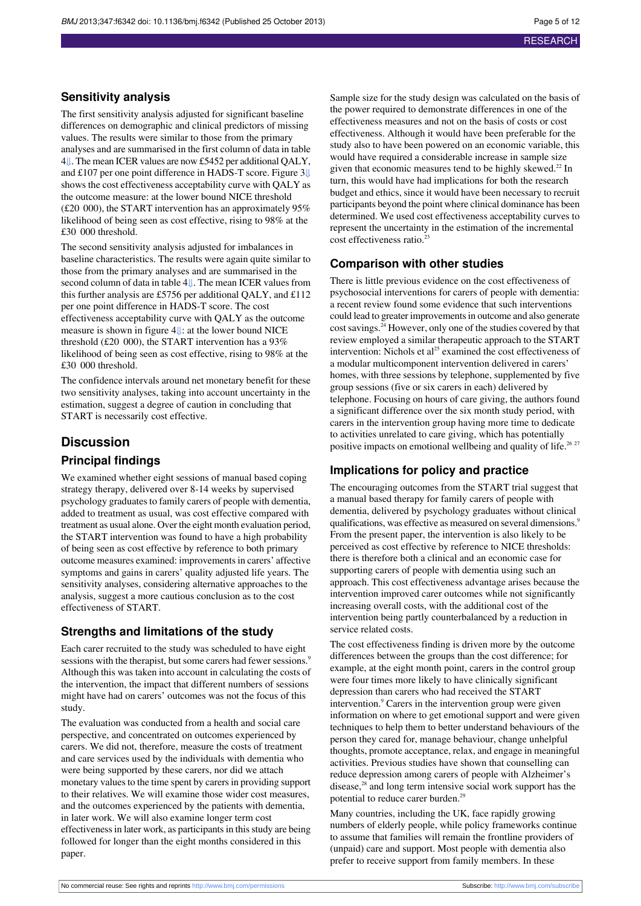## Sensitivity analysis

The first sensitivity analysis adjusted for significant baseline differences on demographic and clinical predictors of missing values. The results were similar to those from the primary analyses and are summarised in the first column of data in table 4⇓. The mean ICER values are now £5452 per additional QALY, and £107 per one point difference in HADS-T score. Figure 3⇓ shows the cost effectiveness acceptability curve with QALY as the outcome measure: at the lower bound NICE threshold (£20 000), the START intervention has an approximately 95% likelihood of being seen as cost effective, rising to 98% at the £30 000 threshold.

The second sensitivity analysis adjusted for imbalances in baseline characteristics. The results were again quite similar to those from the primary analyses and are summarised in the second column of data in table 4⇓. The mean ICER values from this further analysis are £5756 per additional QALY, and £112 per one point difference in HADS-T score. The cost effectiveness acceptability curve with QALY as the outcome measure is shown in figure 4⇓: at the lower bound NICE threshold (£20 000), the START intervention has a 93% likelihood of being seen as cost effective, rising to 98% at the £30 000 threshold.

The confidence intervals around net monetary benefit for these two sensitivity analyses, taking into account uncertainty in the estimation, suggest a degree of caution in concluding that START is necessarily cost effective.

# Discussion

## Principal findings

We examined whether eight sessions of manual based coping strategy therapy, delivered over 8-14 weeks by supervised psychology graduates to family carers of people with dementia, added to treatment as usual, was cost effective compared with treatment as usual alone. Over the eight month evaluation period, the START intervention was found to have a high probability of being seen as cost effective by reference to both primary outcome measures examined: improvements in carers' affective symptoms and gains in carers' quality adjusted life years. The sensitivity analyses, considering alternative approaches to the analysis, suggest a more cautious conclusion as to the cost effectiveness of START.

## Strengths and limitations of the study

Each carer recruited to the study was scheduled to have eight sessions with the therapist, but some carers had fewer sessions.[9] Although this was taken into account in calculating the costs of the intervention, the impact that different numbers of sessions might have had on carers' outcomes was not the focus of this study.

The evaluation was conducted from a health and social care perspective, and concentrated on outcomes experienced by carers. We did not, therefore, measure the costs of treatment and care services used by the individuals with dementia who were being supported by these carers, nor did we attach monetary values to the time spent by carers in providing support to their relatives. We will examine those wider cost measures, and the outcomes experienced by the patients with dementia, in later work. We will also examine longer term cost effectiveness in later work, as participants in this study are being followed for longer than the eight months considered in this paper.

Sample size for the study design was calculated on the basis of the power required to demonstrate differences in one of the effectiveness measures and not on the basis of costs or cost effectiveness. Although it would have been preferable for the study also to have been powered on an economic variable, this would have required a considerable increase in sample size given that economic measures tend to be highly skewed.[22] In turn, this would have had implications for both the research budget and ethics, since it would have been necessary to recruit participants beyond the point where clinical dominance has been determined. We used cost effectiveness acceptability curves to represent the uncertainty in the estimation of the incremental cost effectiveness ratio.[23]

## Comparison with other studies

There is little previous evidence on the cost effectiveness of psychosocial interventions for carers of people with dementia: a recent review found some evidence that such interventions could lead to greater improvements in outcome and also generate cost savings.[24] However, only one of the studies covered by that review employed a similar therapeutic approach to the START intervention: Nichols et al[25] examined the cost effectiveness of a modular multicomponent intervention delivered in carers' homes, with three sessions by telephone, supplemented by five group sessions (five or six carers in each) delivered by telephone. Focusing on hours of care giving, the authors found a significant difference over the six month study period, with carers in the intervention group having more time to dedicate to activities unrelated to care giving, which has potentially positive impacts on emotional wellbeing and quality of life.[26,27]

## Implications for policy and practice

The encouraging outcomes from the START trial suggest that a manual based therapy for family carers of people with dementia, delivered by psychology graduates without clinical qualifications, was effective as measured on several dimensions.[9] From the present paper, the intervention is also likely to be perceived as cost effective by reference to NICE thresholds: there is therefore both a clinical and an economic case for supporting carers of people with dementia using such an approach. This cost effectiveness advantage arises because the intervention improved carer outcomes while not significantly increasing overall costs, with the additional cost of the intervention being partly counterbalanced by a reduction in service related costs.

The cost effectiveness finding is driven more by the outcome differences between the groups than the cost difference; for example, at the eight month point, carers in the control group were four times more likely to have clinically significant depression than carers who had received the START intervention.[9] Carers in the intervention group were given information on where to get emotional support and were given techniques to help them to better understand behaviours of the person they cared for, manage behaviour, change unhelpful thoughts, promote acceptance, relax, and engage in meaningful activities. Previous studies have shown that counselling can reduce depression among carers of people with Alzheimer's disease,[28] and long term intensive social work support has the potential to reduce carer burden.[29]

Many countries, including the UK, face rapidly growing numbers of elderly people, while policy frameworks continue to assume that families will remain the frontline providers of (unpaid) care and support. Most people with dementia also prefer to receive support from family members. In these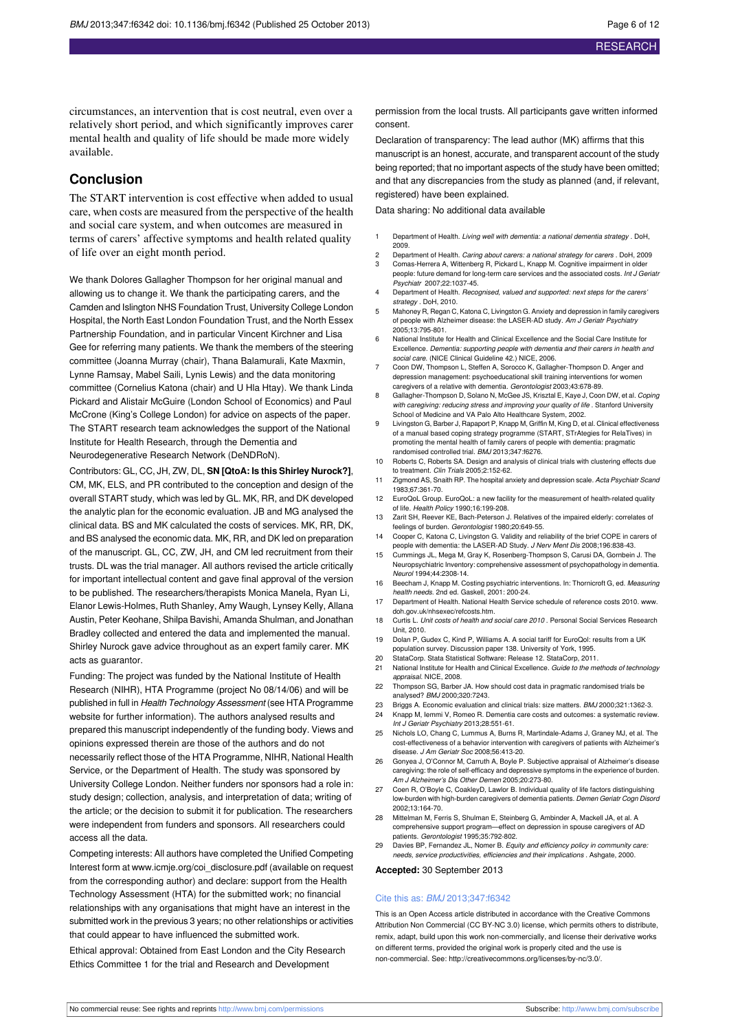circumstances, an intervention that is cost neutral, even over a relatively short period, and which significantly improves carer mental health and quality of life should be made more widely available.

## Conclusion

The START intervention is cost effective when added to usual care, when costs are measured from the perspective of the health and social care system, and when outcomes are measured in terms of carers' affective symptoms and health related quality of life over an eight month period.

We thank Dolores Gallagher Thompson for her original manual and allowing us to change it. We thank the participating carers, and the Camden and Islington NHS Foundation Trust, University College London Hospital, the North East London Foundation Trust, and the North Essex Partnership Foundation, and in particular Vincent Kirchner and Lisa Gee for referring many patients. We thank the members of the steering committee (Joanna Murray (chair), Thana Balamurali, Kate Maxmin, Lynne Ramsay, Mabel Saili, Lynis Lewis) and the data monitoring committee (Cornelius Katona (chair) and U Hla Htay). We thank Linda Pickard and Alistair McGuire (London School of Economics) and Paul McCrone (King's College London) for advice on aspects of the paper. The START research team acknowledges the support of the National Institute for Health Research, through the Dementia and Neurodegenerative Research Network (DeNDRoN).

Contributors: GL, CC, JH, ZW, DL, **SN [QtoA: Is this Shirley Nurock?]**, CM, MK, ELS, and PR contributed to the conception and design of the overall START study, which was led by GL. MK, RR, and DK developed the analytic plan for the economic evaluation. JB and MG analysed the clinical data. BS and MK calculated the costs of services. MK, RR, DK, and BS analysed the economic data. MK, RR, and DK led on preparation of the manuscript. GL, CC, ZW, JH, and CM led recruitment from their trusts. DL was the trial manager. All authors revised the article critically for important intellectual content and gave final approval of the version to be published. The researchers/therapists Monica Manela, Ryan Li, Elanor Lewis-Holmes, Ruth Shanley, Amy Waugh, Lynsey Kelly, Allana Austin, Peter Keohane, Shilpa Bavishi, Amanda Shulman, and Jonathan Bradley collected and entered the data and implemented the manual. Shirley Nurock gave advice throughout as an expert family carer. MK acts as guarantor.

Funding: The project was funded by the National Institute of Health Research (NIHR), HTA Programme (project No 08/14/06) and will be published in full in *Health Technology Assessment* (see HTA Programme website for further information). The authors analysed results and prepared this manuscript independently of the funding body. Views and opinions expressed therein are those of the authors and do not necessarily reflect those of the HTA Programme, NIHR, National Health Service, or the Department of Health. The study was sponsored by University College London. Neither funders nor sponsors had a role in: study design; collection, analysis, and interpretation of data; writing of the article; or the decision to submit it for publication. The researchers were independent from funders and sponsors. All researchers could access all the data.

Competing interests: All authors have completed the Unified Competing Interest form at www.icmje.org/coi_disclosure.pdf (available on request from the corresponding author) and declare: support from the Health Technology Assessment (HTA) for the submitted work; no financial relationships with any organisations that might have an interest in the submitted work in the previous 3 years; no other relationships or activities that could appear to have influenced the submitted work.

Ethical approval: Obtained from East London and the City Research Ethics Committee 1 for the trial and Research and Development permission from the local trusts. All participants gave written informed consent.

Declaration of transparency: The lead author (MK) affirms that this manuscript is an honest, accurate, and transparent account of the study being reported; that no important aspects of the study have been omitted; and that any discrepancies from the study as planned (and, if relevant, registered) have been explained.

Data sharing: No additional data available

1. Department of Health. *Living well with dementia: a national dementia strategy* . DoH, 2009.
2. Department of Health. *Caring about carers: a national strategy for carers* . DoH, 2009
3. Comas-Herrera A, Wittenberg R, Pickard L, Knapp M. Cognitive impairment in older people: future demand for long-term care services and the associated costs. *Int J Geriatr Psychiatr* 2007;22:1037-45.
4. Department of Health. *Recognised, valued and supported: next steps for the carers' strategy* . DoH, 2010.
5. Mahoney R, Regan C, Katona C, Livingston G. Anxiety and depression in family caregivers of people with Alzheimer disease: the LASER-AD study. *Am J Geriatr Psychiatry* 2005;13:795-801.
6. National Institute for Health and Clinical Excellence and the Social Care Institute for Excellence. *Dementia: supporting people with dementia and their carers in health and social care.* (NICE Clinical Guideline 42.) NICE, 2006.
7. Coon DW, Thompson L, Steffen A, Sorocco K, Gallagher-Thompson D. Anger and depression management: psychoeducational skill training interventions for women caregivers of a relative with dementia. *Gerontologist* 2003;43:678-89.
8. Gallagher-Thompson D, Solano N, McGee JS, Krisztal E, Kaye J, Coon DW, et al. *Coping with caregiving: reducing stress and improving your quality of life* . Stanford University School of Medicine and VA Palo Alto Healthcare System, 2002.
9. Livingston G, Barber J, Rapaport P, Knapp M, Griffin M, King D, et al. Clinical effectiveness of a manual based coping strategy programme (START, STrAtegies for RelaTives) in promoting the mental health of family carers of people with dementia: pragmatic randomised controlled trial. *BMJ* 2013;347:f6276.
10. Roberts C, Roberts SA. Design and analysis of clinical trials with clustering effects due to treatment. *Clin Trials* 2005;2:152-62.
11. Zigmond AS, Snaith RP. The hospital anxiety and depression scale. *Acta Psychiatr Scand* 1983;67:361-70.
12. EuroQoL Group. EuroQoL: a new facility for the measurement of health-related quality of life. *Health Policy* 1990;16:199-208.
13. Zarit SH, Reever KE, Bach-Peterson J. Relatives of the impaired elderly: correlates of feelings of burden. *Gerontologist* 1980;20:649-55.
14. Cooper C, Katona C, Livingston G. Validity and reliability of the brief COPE in carers of people with dementia: the LASER-AD Study. *J Nerv Ment Dis* 2008;196:838-43.
15. Cummings JL, Mega M, Gray K, Rosenberg-Thompson S, Carusi DA, Gornbein J. The Neuropsychiatric Inventory: comprehensive assessment of psychopathology in dementia. *Neurol* 1994;44:2308-14.
16. Beecham J, Knapp M. Costing psychiatric interventions. In: Thornicroft G, ed. *Measuring health needs.* 2nd ed. Gaskell, 2001: 200-24.
17. Department of Health. National Health Service schedule of reference costs 2010. www.doh.gov.uk/nhsexec/refcosts.htm.
18. Curtis L. *Unit costs of health and social care 2010* . Personal Social Services Research Unit, 2010.
19. Dolan P, Gudex C, Kind P, Williams A. A social tariff for EuroQol: results from a UK population survey. Discussion paper 138. University of York, 1995.
20. StataCorp. Stata Statistical Software: Release 12. StataCorp, 2011.
21. National Institute for Health and Clinical Excellence. *Guide to the methods of technology appraisal.* NICE, 2008.
22. Thompson SG, Barber JA. How should cost data in pragmatic randomised trials be analysed? *BMJ* 2000;320:7243.
23. Briggs A. Economic evaluation and clinical trials: size matters. *BMJ* 2000;321:1362-3.
24. Knapp M, Iemmi V, Romeo R. Dementia care costs and outcomes: a systematic review. *Int J Geriatr Psychiatry* 2013;28:551-61.
25. Nichols LO, Chang C, Lummus A, Burns R, Martindale-Adams J, Graney MJ, et al. The cost-effectiveness of a behavior intervention with caregivers of patients with Alzheimer's disease. *J Am Geriatr Soc* 2008;56:413-20.
26. Gonyea J, O'Connor M, Carruth A, Boyle P. Subjective appraisal of Alzheimer's disease caregiving: the role of self-efficacy and depressive symptoms in the experience of burden. *Am J Alzheimer's Dis Other Demen* 2005;20:273-80.
27. Coen R, O'Boyle C, CoakleyD, Lawlor B. Individual quality of life factors distinguishing low-burden with high-burden caregivers of dementia patients. *Demen Geriatr Cogn Disord* 2002;13:164-70.
28. Mittelman M, Ferris S, Shulman E, Steinberg G, Ambinder A, Mackell JA, et al. A comprehensive support program—effect on depression in spouse caregivers of AD patients. *Gerontologist* 1995;35:792-802.
29. Davies BP, Fernandez JL, Nomer B. *Equity and efficiency policy in community care: needs, service productivities, efficiencies and their implications* . Ashgate, 2000.

**Accepted:** 30 September 2013

Cite this as: *BMJ* 2013;347:f6342

This is an Open Access article distributed in accordance with the Creative Commons Attribution Non Commercial (CC BY-NC 3.0) license, which permits others to distribute, remix, adapt, build upon this work non-commercially, and license their derivative works on different terms, provided the original work is properly cited and the use is non-commercial. See: http://creativecommons.org/licenses/by-nc/3.0/.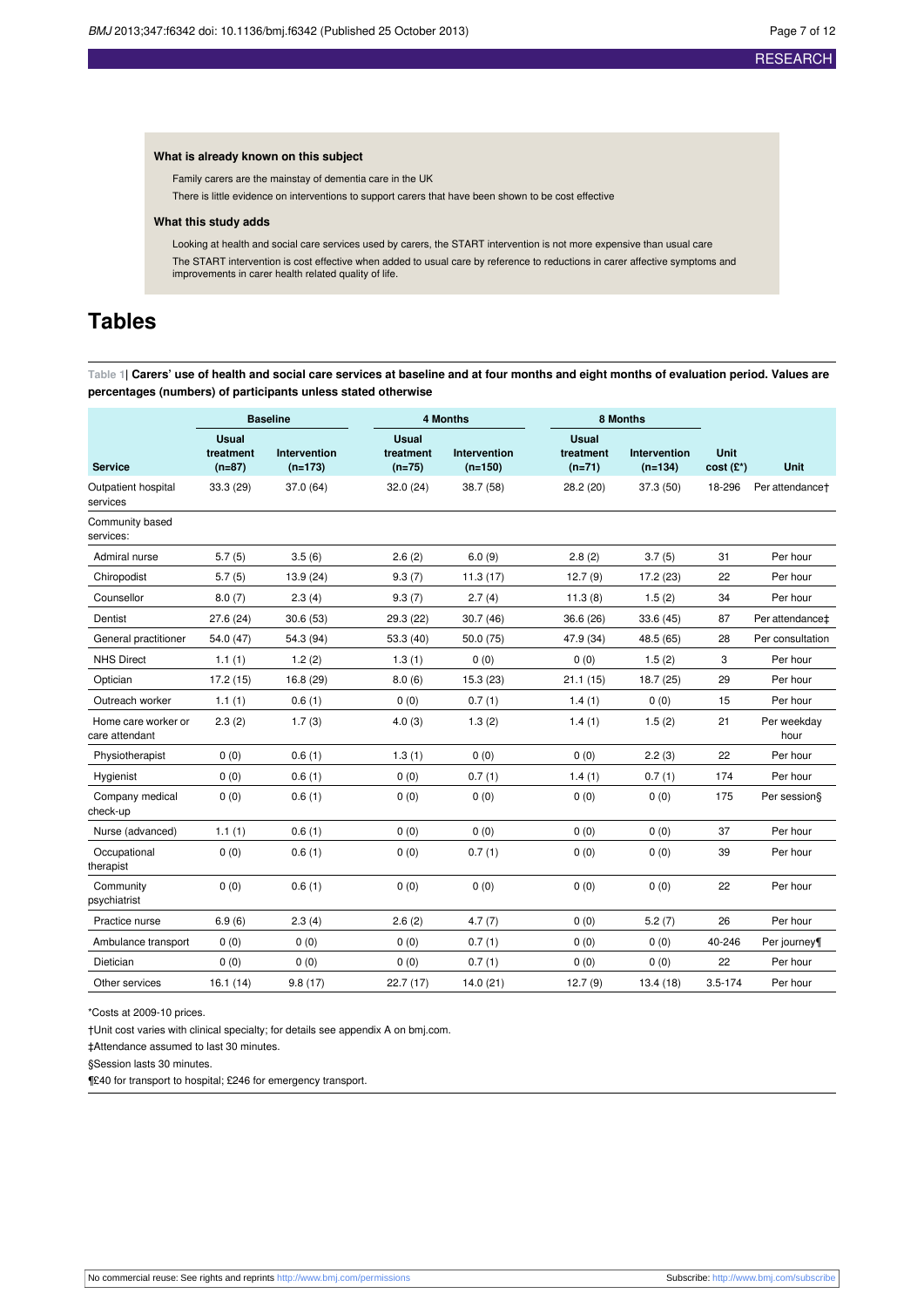### What is already known on this subject

Family carers are the mainstay of dementia care in the UK

There is little evidence on interventions to support carers that have been shown to be cost effective

### What this study adds

Looking at health and social care services used by carers, the START intervention is not more expensive than usual care

The START intervention is cost effective when added to usual care by reference to reductions in carer affective symptoms and improvements in carer health related quality of life.

# Tables

**Table 1| Carers' use of health and social care services at baseline and at four months and eight months of evaluation period. Values are percentages (numbers) of participants unless stated otherwise**

| | Baseline | | 4 Months | | 8 Months | | | |
|---|---|---|---|---|---|---|---|---|
| Service | Usual treatment (n=87) | Intervention (n=173) | Usual treatment (n=75) | Intervention (n=150) | Usual treatment (n=71) | Intervention (n=134) | Unit cost (£*) | Unit |
| Outpatient hospital services | 33.3 (29) | 37.0 (64) | 32.0 (24) | 38.7 (58) | 28.2 (20) | 37.3 (50) | 18-296 | Per attendance† |
| Community based services: | | | | | | | | |
| Admiral nurse | 5.7 (5) | 3.5 (6) | 2.6 (2) | 6.0 (9) | 2.8 (2) | 3.7 (5) | 31 | Per hour |
| Chiropodist | 5.7 (5) | 13.9 (24) | 9.3 (7) | 11.3 (17) | 12.7 (9) | 17.2 (23) | 22 | Per hour |
| Counsellor | 8.0 (7) | 2.3 (4) | 9.3 (7) | 2.7 (4) | 11.3 (8) | 1.5 (2) | 34 | Per hour |
| Dentist | 27.6 (24) | 30.6 (53) | 29.3 (22) | 30.7 (46) | 36.6 (26) | 33.6 (45) | 87 | Per attendance‡ |
| General practitioner | 54.0 (47) | 54.3 (94) | 53.3 (40) | 50.0 (75) | 47.9 (34) | 48.5 (65) | 28 | Per consultation |
| NHS Direct | 1.1 (1) | 1.2 (2) | 1.3 (1) | 0 (0) | 0 (0) | 1.5 (2) | 3 | Per hour |
| Optician | 17.2 (15) | 16.8 (29) | 8.0 (6) | 15.3 (23) | 21.1 (15) | 18.7 (25) | 29 | Per hour |
| Outreach worker | 1.1 (1) | 0.6 (1) | 0 (0) | 0.7 (1) | 1.4 (1) | 0 (0) | 15 | Per hour |
| Home care worker or care attendant | 2.3 (2) | 1.7 (3) | 4.0 (3) | 1.3 (2) | 1.4 (1) | 1.5 (2) | 21 | Per weekday hour |
| Physiotherapist | 0 (0) | 0.6 (1) | 1.3 (1) | 0 (0) | 0 (0) | 2.2 (3) | 22 | Per hour |
| Hygienist | 0 (0) | 0.6 (1) | 0 (0) | 0.7 (1) | 1.4 (1) | 0.7 (1) | 174 | Per hour |
| Company medical check-up | 0 (0) | 0.6 (1) | 0 (0) | 0 (0) | 0 (0) | 0 (0) | 175 | Per session§ |
| Nurse (advanced) | 1.1 (1) | 0.6 (1) | 0 (0) | 0 (0) | 0 (0) | 0 (0) | 37 | Per hour |
| Occupational therapist | 0 (0) | 0.6 (1) | 0 (0) | 0.7 (1) | 0 (0) | 0 (0) | 39 | Per hour |
| Community psychiatrist | 0 (0) | 0.6 (1) | 0 (0) | 0 (0) | 0 (0) | 0 (0) | 22 | Per hour |
| Practice nurse | 6.9 (6) | 2.3 (4) | 2.6 (2) | 4.7 (7) | 0 (0) | 5.2 (7) | 26 | Per hour |
| Ambulance transport | 0 (0) | 0 (0) | 0 (0) | 0.7 (1) | 0 (0) | 0 (0) | 40-246 | Per journey¶ |
| Dietician | 0 (0) | 0 (0) | 0 (0) | 0.7 (1) | 0 (0) | 0 (0) | 22 | Per hour |
| Other services | 16.1 (14) | 9.8 (17) | 22.7 (17) | 14.0 (21) | 12.7 (9) | 13.4 (18) | 3.5-174 | Per hour |

*Costs at 2009-10 prices.

†Unit cost varies with clinical specialty; for details see appendix A on bmj.com.

‡Attendance assumed to last 30 minutes.

§Session lasts 30 minutes.

¶£40 for transport to hospital; £246 for emergency transport.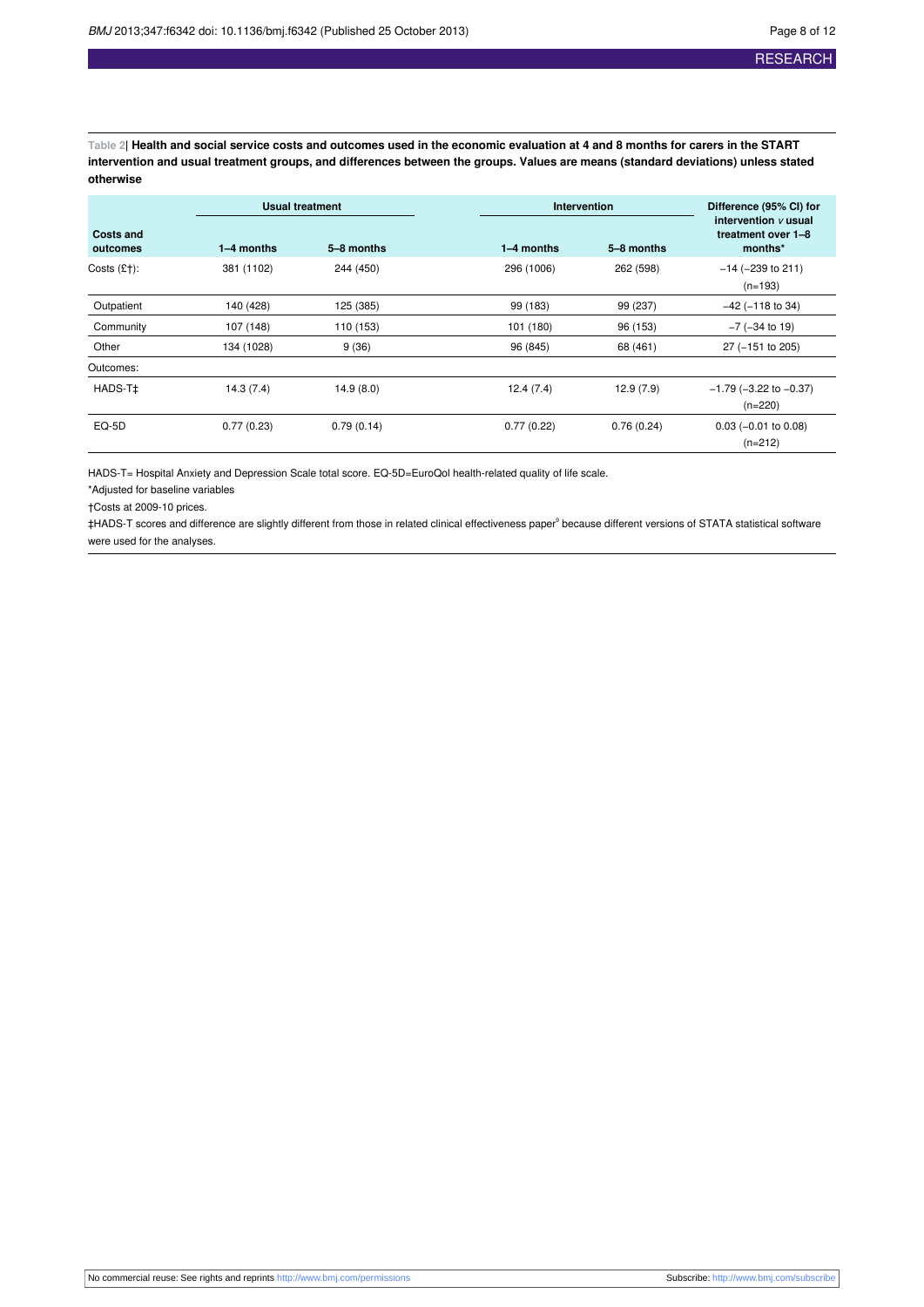**Table 2| Health and social service costs and outcomes used in the economic evaluation at 4 and 8 months for carers in the START intervention and usual treatment groups, and differences between the groups. Values are means (standard deviations) unless stated otherwise**

| Costs and outcomes | Usual treatment | | Intervention | | Difference (95% CI) for intervention *v* usual treatment over 1–8 months* |
|---|---|---|---|---|---|
| | 1–4 months | 5–8 months | 1–4 months | 5–8 months | |
| Costs (£†): | 381 (1102) | 244 (450) | 296 (1006) | 262 (598) | −14 (−239 to 211) (n=193) |
| Outpatient | 140 (428) | 125 (385) | 99 (183) | 99 (237) | −42 (−118 to 34) |
| Community | 107 (148) | 110 (153) | 101 (180) | 96 (153) | −7 (−34 to 19) |
| Other | 134 (1028) | 9 (36) | 96 (845) | 68 (461) | 27 (−151 to 205) |
| Outcomes: | | | | | |
| HADS-T‡ | 14.3 (7.4) | 14.9 (8.0) | 12.4 (7.4) | 12.9 (7.9) | −1.79 (−3.22 to −0.37) (n=220) |
| EQ-5D | 0.77 (0.23) | 0.79 (0.14) | 0.77 (0.22) | 0.76 (0.24) | 0.03 (−0.01 to 0.08) (n=212) |

HADS-T= Hospital Anxiety and Depression Scale total score. EQ-5D=EuroQol health-related quality of life scale.

*Adjusted for baseline variables

†Costs at 2009-10 prices.

‡HADS-T scores and difference are slightly different from those in related clinical effectiveness paper[9] because different versions of STATA statistical software were used for the analyses.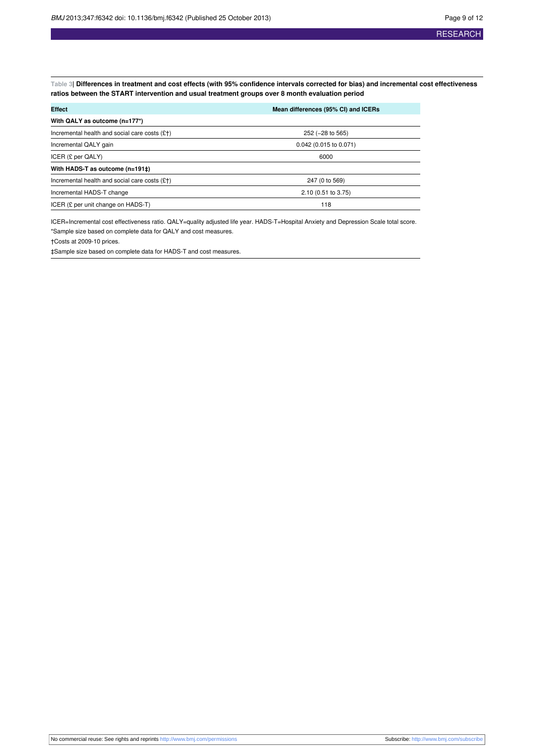**Table 3| Differences in treatment and cost effects (with 95% confidence intervals corrected for bias) and incremental cost effectiveness ratios between the START intervention and usual treatment groups over 8 month evaluation period**

| Effect | Mean differences (95% CI) and ICERs |
|---|---|
| **With QALY as outcome (n=177*)** | |
| Incremental health and social care costs (£†) | 252 (−28 to 565) |
| Incremental QALY gain | 0.042 (0.015 to 0.071) |
| ICER (£ per QALY) | 6000 |
| **With HADS-T as outcome (n=191‡)** | |
| Incremental health and social care costs (£†) | 247 (0 to 569) |
| Incremental HADS-T change | 2.10 (0.51 to 3.75) |
| ICER (£ per unit change on HADS-T) | 118 |

ICER=Incremental cost effectiveness ratio. QALY=quality adjusted life year. HADS-T=Hospital Anxiety and Depression Scale total score.

*Sample size based on complete data for QALY and cost measures.

†Costs at 2009-10 prices.

‡Sample size based on complete data for HADS-T and cost measures.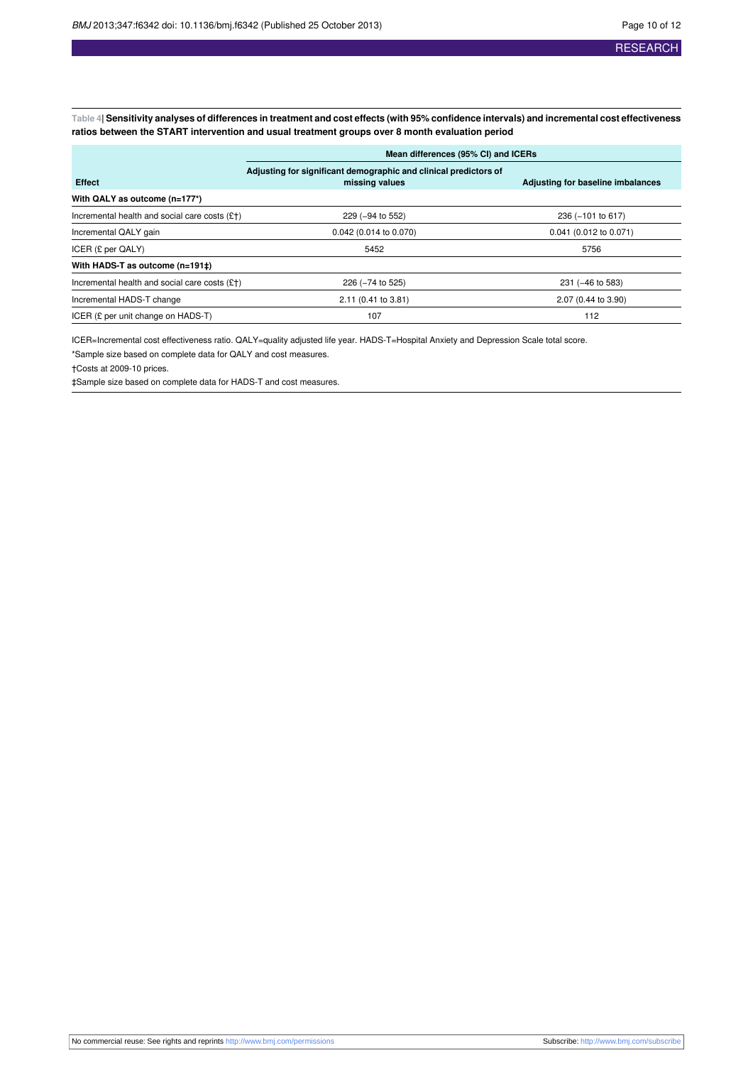**Table 4| Sensitivity analyses of differences in treatment and cost effects (with 95% confidence intervals) and incremental cost effectiveness ratios between the START intervention and usual treatment groups over 8 month evaluation period**

| Effect | Mean differences (95% CI) and ICERs | |
|---|---|---|
| | Adjusting for significant demographic and clinical predictors of missing values | Adjusting for baseline imbalances |
| **With QALY as outcome (n=177\*)** | | |
| Incremental health and social care costs (£†) | 229 (−94 to 552) | 236 (−101 to 617) |
| Incremental QALY gain | 0.042 (0.014 to 0.070) | 0.041 (0.012 to 0.071) |
| ICER (£ per QALY) | 5452 | 5756 |
| **With HADS-T as outcome (n=191‡)** | | |
| Incremental health and social care costs (£†) | 226 (−74 to 525) | 231 (−46 to 583) |
| Incremental HADS-T change | 2.11 (0.41 to 3.81) | 2.07 (0.44 to 3.90) |
| ICER (£ per unit change on HADS-T) | 107 | 112 |

ICER=Incremental cost effectiveness ratio. QALY=quality adjusted life year. HADS-T=Hospital Anxiety and Depression Scale total score.

*Sample size based on complete data for QALY and cost measures.

†Costs at 2009-10 prices.

‡Sample size based on complete data for HADS-T and cost measures.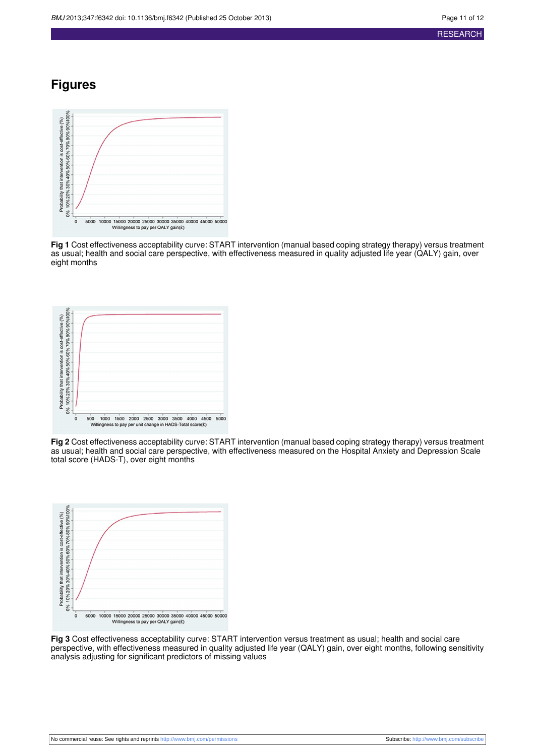# Figures

**Fig 1** Cost effectiveness acceptability curve: START intervention (manual based coping strategy therapy) versus treatment as usual; health and social care perspective, with effectiveness measured in quality adjusted life year (QALY) gain, over eight months

**Fig 2** Cost effectiveness acceptability curve: START intervention (manual based coping strategy therapy) versus treatment as usual; health and social care perspective, with effectiveness measured on the Hospital Anxiety and Depression Scale total score (HADS-T), over eight months

**Fig 3** Cost effectiveness acceptability curve: START intervention versus treatment as usual; health and social care perspective, with effectiveness measured in quality adjusted life year (QALY) gain, over eight months, following sensitivity analysis adjusting for significant predictors of missing values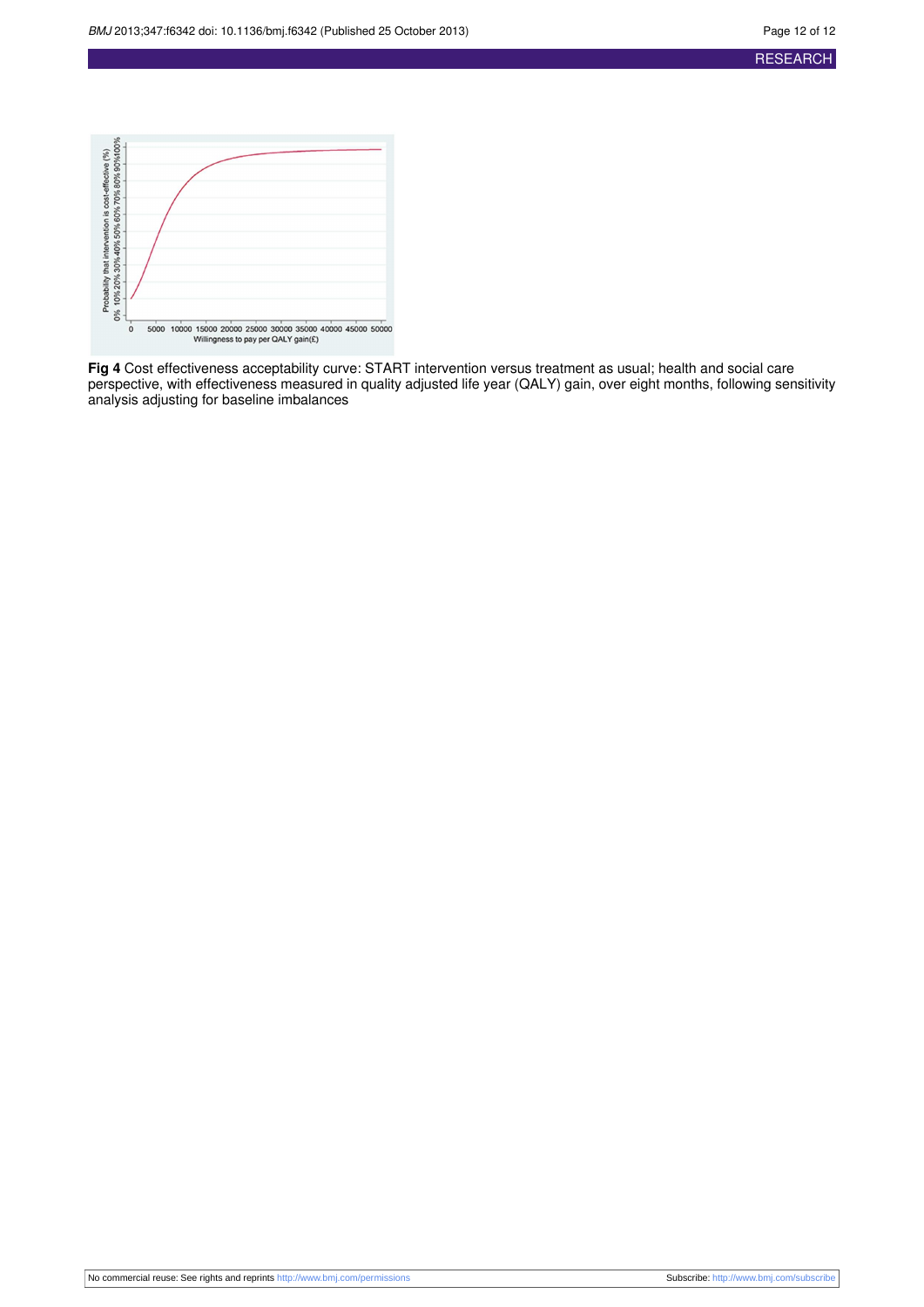Probability that intervention is cost-effective (%)

0% 10% 20% 30% 40% 50% 60% 70% 80% 90% 100%

0 5000 10000 15000 20000 25000 30000 35000 40000 45000 50000

Willingness to pay per QALY gain(£)

**Fig 4** Cost effectiveness acceptability curve: START intervention versus treatment as usual; health and social care perspective, with effectiveness measured in quality adjusted life year (QALY) gain, over eight months, following sensitivity analysis adjusting for baseline imbalances